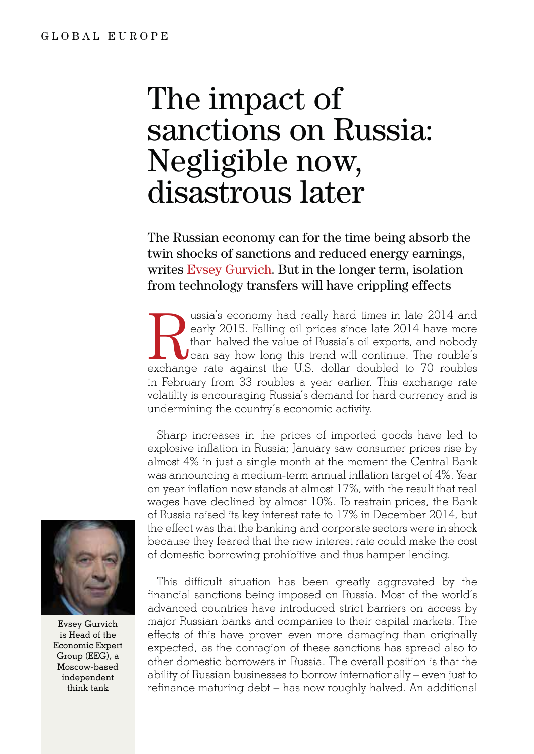GLOBAL EUROPE

# The impact of sanctions on Russia: Negligible now, disastrous later

**The Russian economy can for the time being absorb the twin shocks of sanctions and reduced energy earnings, writes Evsey Gurvich. But in the longer term, isolation from technology transfers will have crippling effects**

Russia's economy had really hard times in late 2014 and early 2015. Falling oil prices since late 2014 have more than halved the value of Russia's oil exports, and nobody can say how long this trend will continue. The rouble's exchange rate against the U.S. dollar doubled to 70 roubles in February from 33 roubles a year earlier. This exchange rate volatility is encouraging Russia's demand for hard currency and is undermining the country's economic activity.

Sharp increases in the prices of imported goods have led to explosive inflation in Russia; January saw consumer prices rise by almost 4% in just a single month at the moment the Central Bank was announcing a medium-term annual inflation target of 4%. Year on year inflation now stands at almost 17%, with the result that real wages have declined by almost 10%. To restrain prices, the Bank of Russia raised its key interest rate to 17% in December 2014, but the effect was that the banking and corporate sectors were in shock because they feared that the new interest rate could make the cost of domestic borrowing prohibitive and thus hamper lending.

This difficult situation has been greatly aggravated by the financial sanctions being imposed on Russia. Most of the world's advanced countries have introduced strict barriers on access by major Russian banks and companies to their capital markets. The effects of this have proven even more damaging than originally expected, as the contagion of these sanctions has spread also to other domestic borrowers in Russia. The overall position is that the ability of Russian businesses to borrow internationally – even just to refinance maturing debt – has now roughly halved. An additional

Evsey Gurvich is Head of the Economic Expert Group (EEG), a Moscow-based independent think tank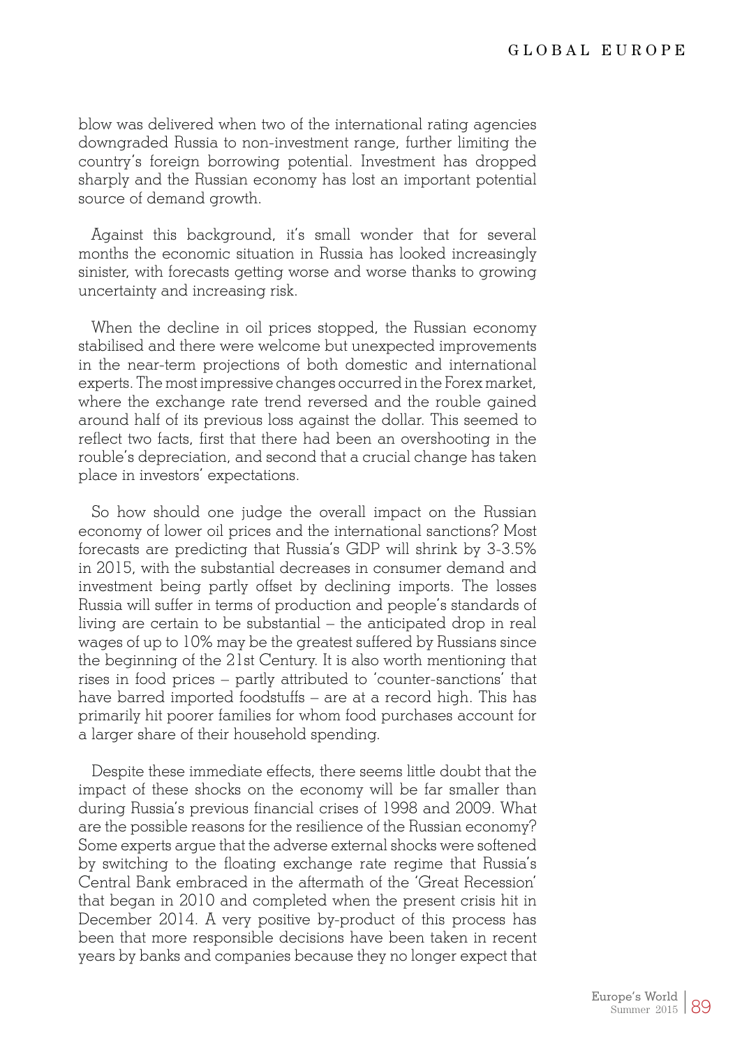blow was delivered when two of the international rating agencies downgraded Russia to non-investment range, further limiting the country's foreign borrowing potential. Investment has dropped sharply and the Russian economy has lost an important potential source of demand growth.

Against this background, it's small wonder that for several months the economic situation in Russia has looked increasingly sinister, with forecasts getting worse and worse thanks to growing uncertainty and increasing risk.

When the decline in oil prices stopped, the Russian economy stabilised and there were welcome but unexpected improvements in the near-term projections of both domestic and international experts. The most impressive changes occurred in the Forex market, where the exchange rate trend reversed and the rouble gained around half of its previous loss against the dollar. This seemed to reflect two facts, first that there had been an overshooting in the rouble's depreciation, and second that a crucial change has taken place in investors' expectations.

So how should one judge the overall impact on the Russian economy of lower oil prices and the international sanctions? Most forecasts are predicting that Russia's GDP will shrink by 3-3.5% in 2015, with the substantial decreases in consumer demand and investment being partly offset by declining imports. The losses Russia will suffer in terms of production and people's standards of living are certain to be substantial – the anticipated drop in real wages of up to 10% may be the greatest suffered by Russians since the beginning of the 21st Century. It is also worth mentioning that rises in food prices – partly attributed to 'counter-sanctions' that have barred imported foodstuffs – are at a record high. This has primarily hit poorer families for whom food purchases account for a larger share of their household spending.

Despite these immediate effects, there seems little doubt that the impact of these shocks on the economy will be far smaller than during Russia's previous financial crises of 1998 and 2009. What are the possible reasons for the resilience of the Russian economy? Some experts argue that the adverse external shocks were softened by switching to the floating exchange rate regime that Russia's Central Bank embraced in the aftermath of the 'Great Recession' that began in 2010 and completed when the present crisis hit in December 2014. A very positive by-product of this process has been that more responsible decisions have been taken in recent years by banks and companies because they no longer expect that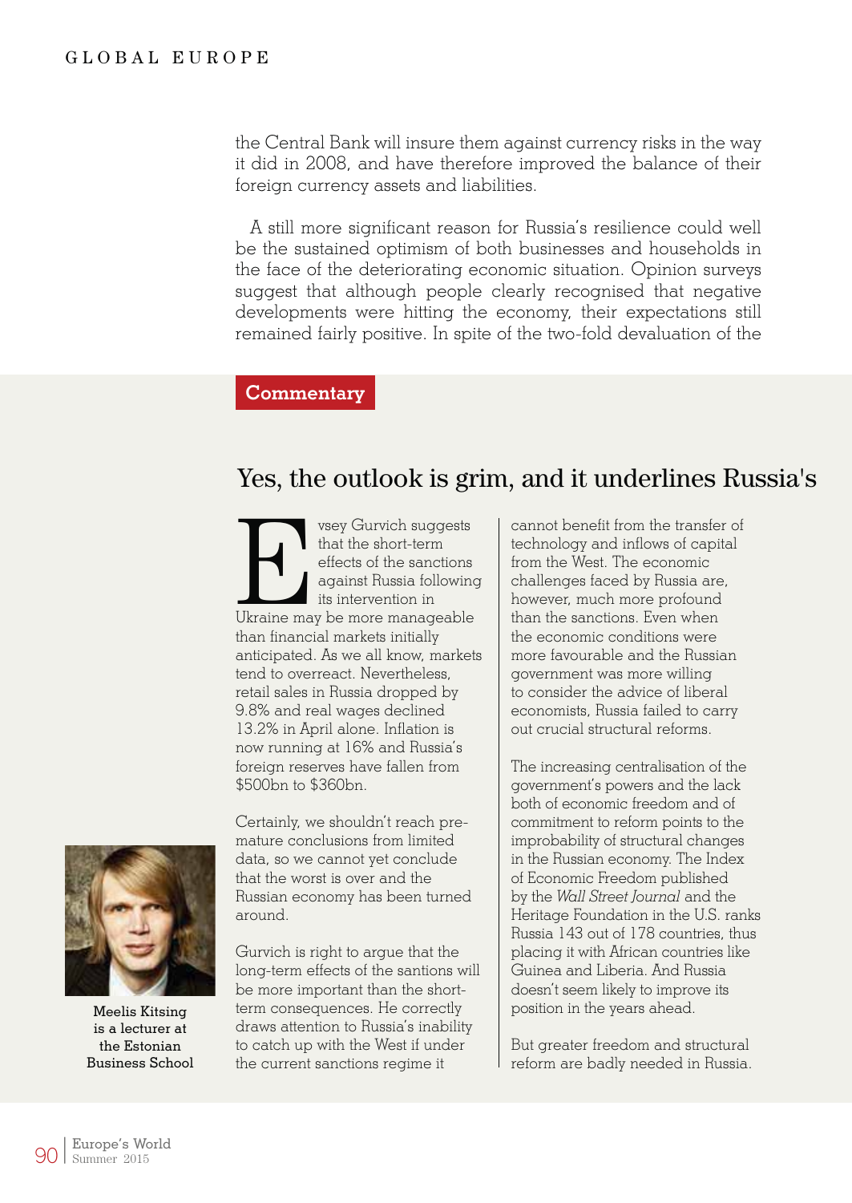the Central Bank will insure them against currency risks in the way it did in 2008, and have therefore improved the balance of their foreign currency assets and liabilities.

A still more significant reason for Russia's resilience could well be the sustained optimism of both businesses and households in the face of the deteriorating economic situation. Opinion surveys suggest that although people clearly recognised that negative developments were hitting the economy, their expectations still remained fairly positive. In spite of the two-fold devaluation of the

**Commentary**

## Yes, the outlook is grim, and it underlines Russia's

Evsey Gurvich suggests that the short-term effects of the sanctions against Russia following its intervention in Ukraine may be more manageable than financial markets initially anticipated. As we all know, markets tend to overreact. Nevertheless, retail sales in Russia dropped by 9.8% and real wages declined 13.2% in April alone. Inflation is now running at 16% and Russia's foreign reserves have fallen from $500bn to $360bn.

Certainly, we shouldn't reach premature conclusions from limited data, so we cannot yet conclude that the worst is over and the Russian economy has been turned around.

Gurvich is right to argue that the long-term effects of the santions will be more important than the short-term consequences. He correctly draws attention to Russia's inability to catch up with the West if under the current sanctions regime it cannot benefit from the transfer of technology and inflows of capital from the West. The economic challenges faced by Russia are, however, much more profound than the sanctions. Even when the economic conditions were more favourable and the Russian government was more willing to consider the advice of liberal economists, Russia failed to carry out crucial structural reforms.

The increasing centralisation of the government's powers and the lack both of economic freedom and of commitment to reform points to the improbability of structural changes in the Russian economy. The Index of Economic Freedom published by the *Wall Street Journal* and the Heritage Foundation in the U.S. ranks Russia 143 out of 178 countries, thus placing it with African countries like Guinea and Liberia. And Russia doesn't seem likely to improve its position in the years ahead.

But greater freedom and structural reform are badly needed in Russia.

Meelis Kitsing is a lecturer at the Estonian Business School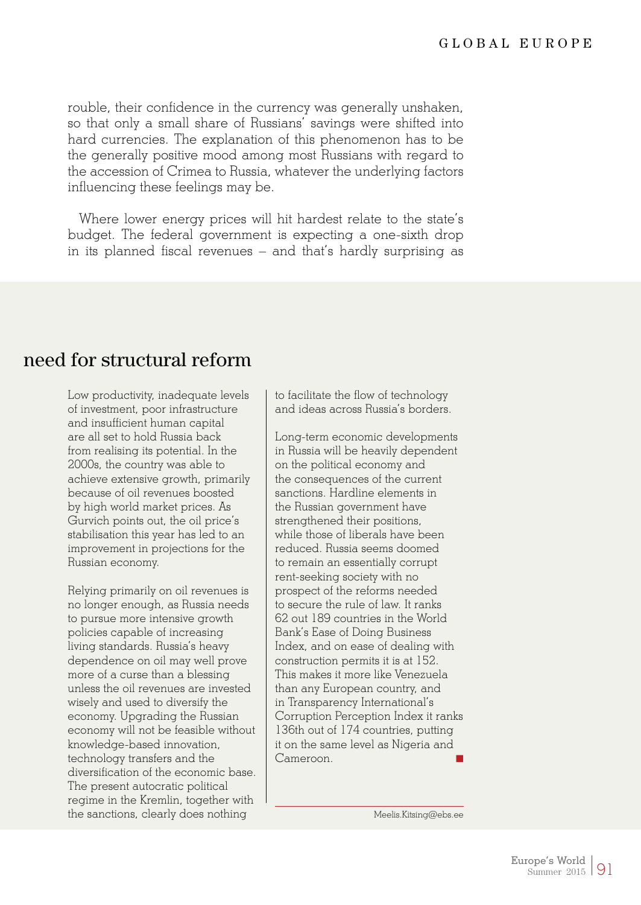rouble, their confidence in the currency was generally unshaken, so that only a small share of Russians' savings were shifted into hard currencies. The explanation of this phenomenon has to be the generally positive mood among most Russians with regard to the accession of Crimea to Russia, whatever the underlying factors influencing these feelings may be.

Where lower energy prices will hit hardest relate to the state's budget. The federal government is expecting a one-sixth drop in its planned fiscal revenues – and that's hardly surprising as

## need for structural reform

Low productivity, inadequate levels of investment, poor infrastructure and insufficient human capital are all set to hold Russia back from realising its potential. In the 2000s, the country was able to achieve extensive growth, primarily because of oil revenues boosted by high world market prices. As Gurvich points out, the oil price's stabilisation this year has led to an improvement in projections for the Russian economy.

Relying primarily on oil revenues is no longer enough, as Russia needs to pursue more intensive growth policies capable of increasing living standards. Russia's heavy dependence on oil may well prove more of a curse than a blessing unless the oil revenues are invested wisely and used to diversify the economy. Upgrading the Russian economy will not be feasible without knowledge-based innovation, technology transfers and the diversification of the economic base. The present autocratic political regime in the Kremlin, together with the sanctions, clearly does nothing to facilitate the flow of technology and ideas across Russia's borders.

Long-term economic developments in Russia will be heavily dependent on the political economy and the consequences of the current sanctions. Hardline elements in the Russian government have strengthened their positions, while those of liberals have been reduced. Russia seems doomed to remain an essentially corrupt rent-seeking society with no prospect of the reforms needed to secure the rule of law. It ranks 62 out 189 countries in the World Bank's Ease of Doing Business Index, and on ease of dealing with construction permits it is at 152. This makes it more like Venezuela than any European country, and in Transparency International's Corruption Perception Index it ranks 136th out of 174 countries, putting it on the same level as Nigeria and Cameroon. ■

Meelis.Kitsing@ebs.ee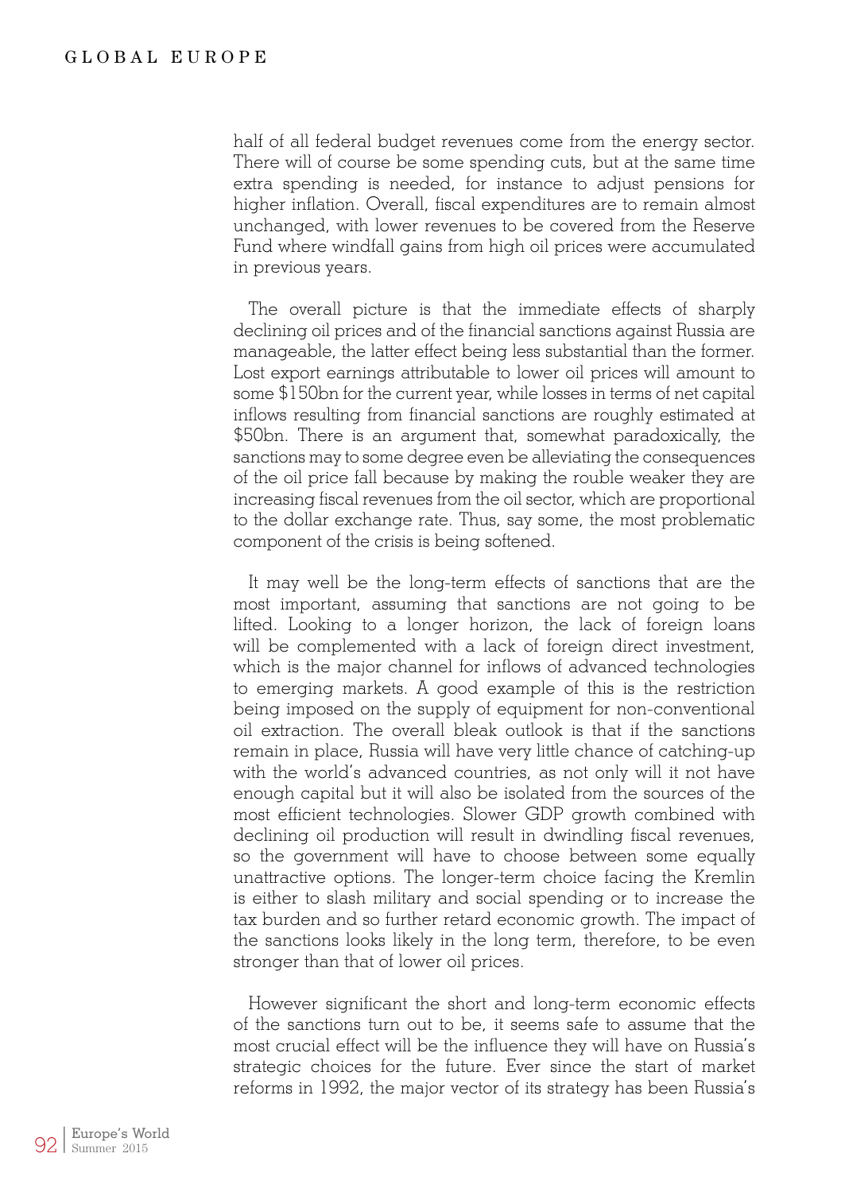half of all federal budget revenues come from the energy sector. There will of course be some spending cuts, but at the same time extra spending is needed, for instance to adjust pensions for higher inflation. Overall, fiscal expenditures are to remain almost unchanged, with lower revenues to be covered from the Reserve Fund where windfall gains from high oil prices were accumulated in previous years.

The overall picture is that the immediate effects of sharply declining oil prices and of the financial sanctions against Russia are manageable, the latter effect being less substantial than the former. Lost export earnings attributable to lower oil prices will amount to some $150bn for the current year, while losses in terms of net capital inflows resulting from financial sanctions are roughly estimated at $50bn. There is an argument that, somewhat paradoxically, the sanctions may to some degree even be alleviating the consequences of the oil price fall because by making the rouble weaker they are increasing fiscal revenues from the oil sector, which are proportional to the dollar exchange rate. Thus, say some, the most problematic component of the crisis is being softened.

It may well be the long-term effects of sanctions that are the most important, assuming that sanctions are not going to be lifted. Looking to a longer horizon, the lack of foreign loans will be complemented with a lack of foreign direct investment, which is the major channel for inflows of advanced technologies to emerging markets. A good example of this is the restriction being imposed on the supply of equipment for non-conventional oil extraction. The overall bleak outlook is that if the sanctions remain in place, Russia will have very little chance of catching-up with the world's advanced countries, as not only will it not have enough capital but it will also be isolated from the sources of the most efficient technologies. Slower GDP growth combined with declining oil production will result in dwindling fiscal revenues, so the government will have to choose between some equally unattractive options. The longer-term choice facing the Kremlin is either to slash military and social spending or to increase the tax burden and so further retard economic growth. The impact of the sanctions looks likely in the long term, therefore, to be even stronger than that of lower oil prices.

However significant the short and long-term economic effects of the sanctions turn out to be, it seems safe to assume that the most crucial effect will be the influence they will have on Russia's strategic choices for the future. Ever since the start of market reforms in 1992, the major vector of its strategy has been Russia's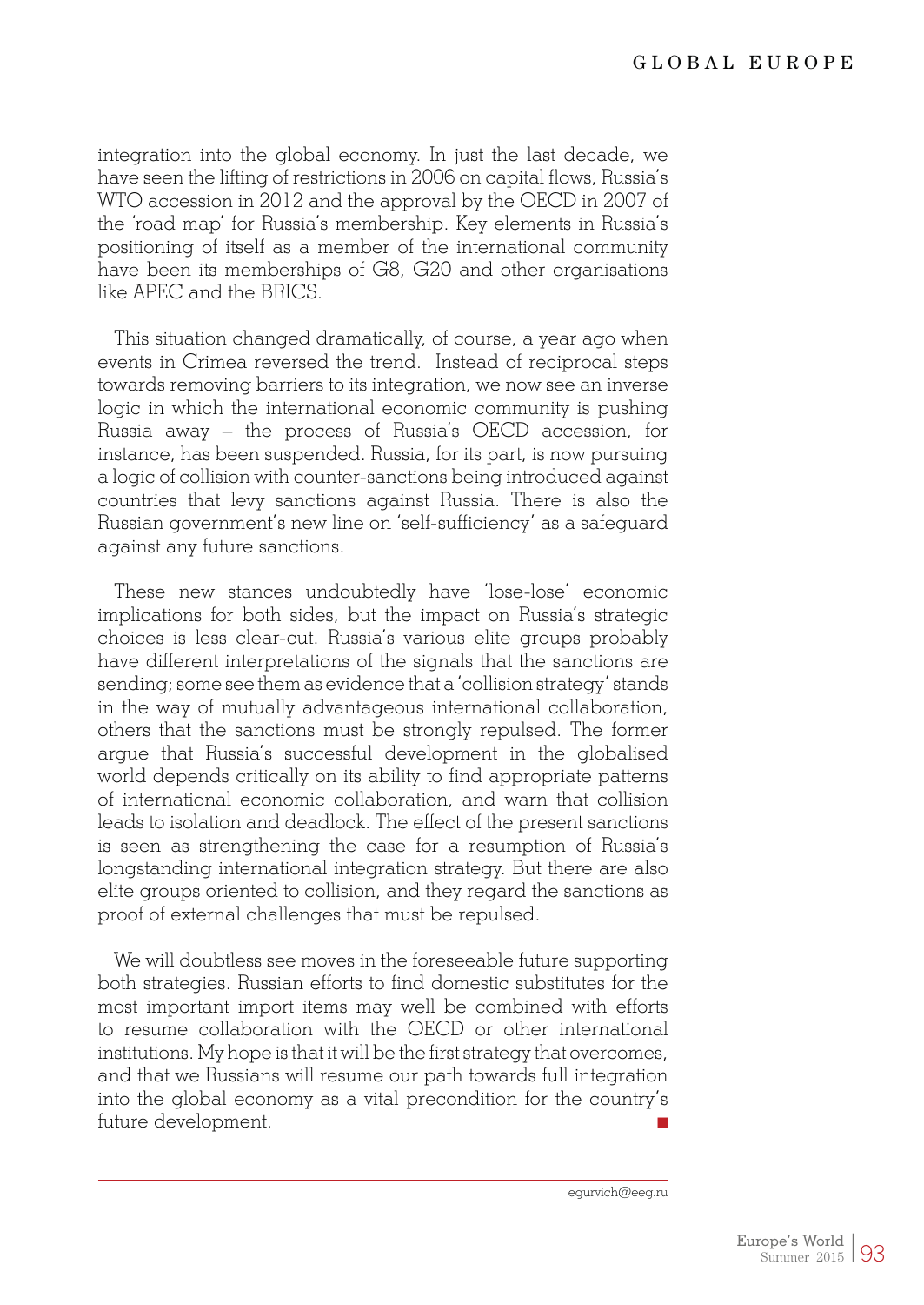integration into the global economy. In just the last decade, we have seen the lifting of restrictions in 2006 on capital flows, Russia's WTO accession in 2012 and the approval by the OECD in 2007 of the 'road map' for Russia's membership. Key elements in Russia's positioning of itself as a member of the international community have been its memberships of G8, G20 and other organisations like APEC and the BRICS.

This situation changed dramatically, of course, a year ago when events in Crimea reversed the trend. Instead of reciprocal steps towards removing barriers to its integration, we now see an inverse logic in which the international economic community is pushing Russia away – the process of Russia's OECD accession, for instance, has been suspended. Russia, for its part, is now pursuing a logic of collision with counter-sanctions being introduced against countries that levy sanctions against Russia. There is also the Russian government's new line on 'self-sufficiency' as a safeguard against any future sanctions.

These new stances undoubtedly have 'lose-lose' economic implications for both sides, but the impact on Russia's strategic choices is less clear-cut. Russia's various elite groups probably have different interpretations of the signals that the sanctions are sending; some see them as evidence that a 'collision strategy' stands in the way of mutually advantageous international collaboration, others that the sanctions must be strongly repulsed. The former argue that Russia's successful development in the globalised world depends critically on its ability to find appropriate patterns of international economic collaboration, and warn that collision leads to isolation and deadlock. The effect of the present sanctions is seen as strengthening the case for a resumption of Russia's longstanding international integration strategy. But there are also elite groups oriented to collision, and they regard the sanctions as proof of external challenges that must be repulsed.

We will doubtless see moves in the foreseeable future supporting both strategies. Russian efforts to find domestic substitutes for the most important import items may well be combined with efforts to resume collaboration with the OECD or other international institutions. My hope is that it will be the first strategy that overcomes, and that we Russians will resume our path towards full integration into the global economy as a vital precondition for the country's future development. ■

egurvich@eeg.ru